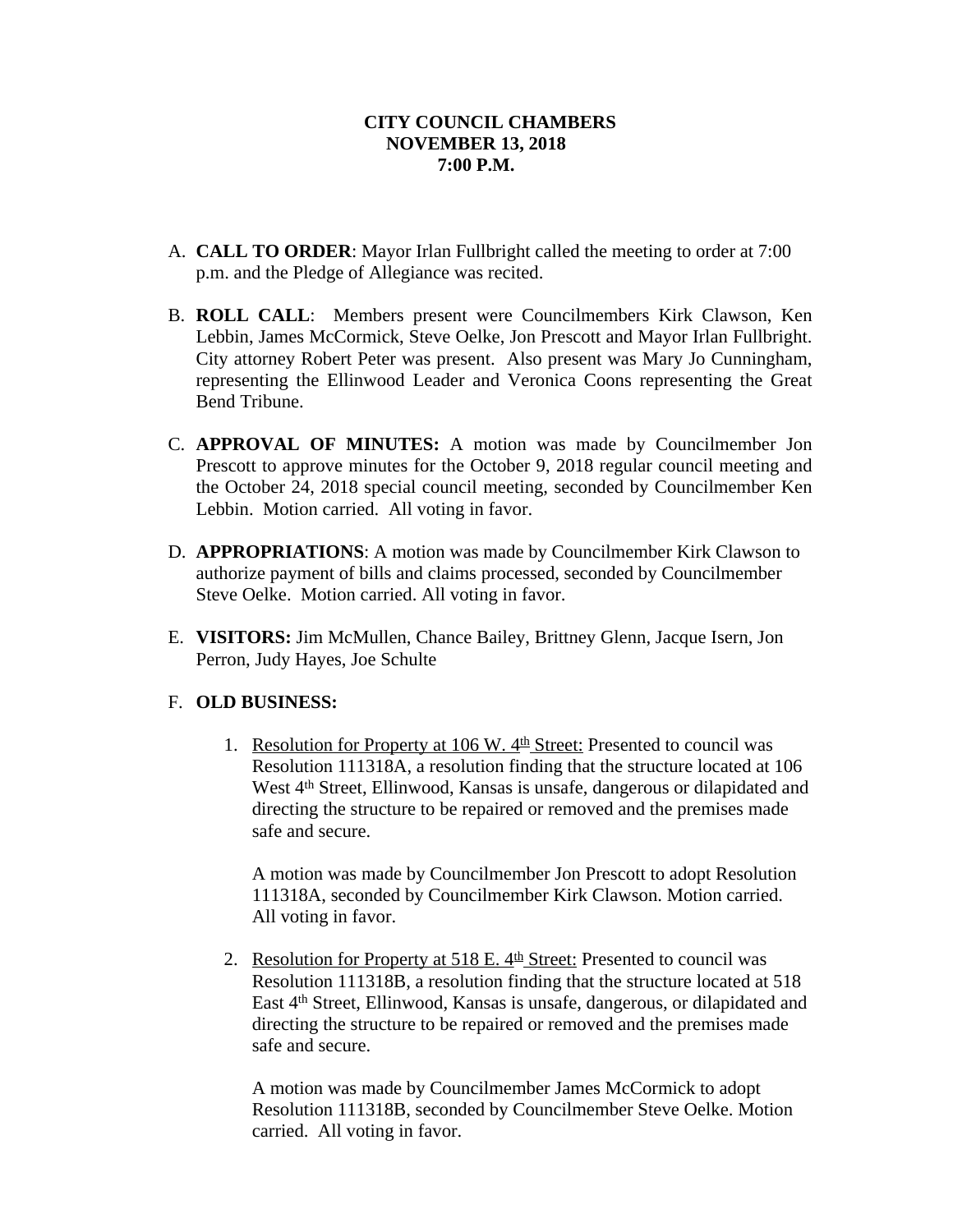**CITY COUNCIL CHAMBERS**
**NOVEMBER 13, 2018**
**7:00 P.M.**

A. **CALL TO ORDER**: Mayor Irlan Fullbright called the meeting to order at 7:00 p.m. and the Pledge of Allegiance was recited.

B. **ROLL CALL**: Members present were Councilmembers Kirk Clawson, Ken Lebbin, James McCormick, Steve Oelke, Jon Prescott and Mayor Irlan Fullbright. City attorney Robert Peter was present. Also present was Mary Jo Cunningham, representing the Ellinwood Leader and Veronica Coons representing the Great Bend Tribune.

C. **APPROVAL OF MINUTES:** A motion was made by Councilmember Jon Prescott to approve minutes for the October 9, 2018 regular council meeting and the October 24, 2018 special council meeting, seconded by Councilmember Ken Lebbin. Motion carried. All voting in favor.

D. **APPROPRIATIONS**: A motion was made by Councilmember Kirk Clawson to authorize payment of bills and claims processed, seconded by Councilmember Steve Oelke. Motion carried. All voting in favor.

E. **VISITORS:** Jim McMullen, Chance Bailey, Brittney Glenn, Jacque Isern, Jon Perron, Judy Hayes, Joe Schulte

F. **OLD BUSINESS:**

1. Resolution for Property at 106 W. 4th Street: Presented to council was Resolution 111318A, a resolution finding that the structure located at 106 West 4th Street, Ellinwood, Kansas is unsafe, dangerous or dilapidated and directing the structure to be repaired or removed and the premises made safe and secure.

   A motion was made by Councilmember Jon Prescott to adopt Resolution 111318A, seconded by Councilmember Kirk Clawson. Motion carried. All voting in favor.

2. Resolution for Property at 518 E. 4th Street: Presented to council was Resolution 111318B, a resolution finding that the structure located at 518 East 4th Street, Ellinwood, Kansas is unsafe, dangerous, or dilapidated and directing the structure to be repaired or removed and the premises made safe and secure.

   A motion was made by Councilmember James McCormick to adopt Resolution 111318B, seconded by Councilmember Steve Oelke. Motion carried. All voting in favor.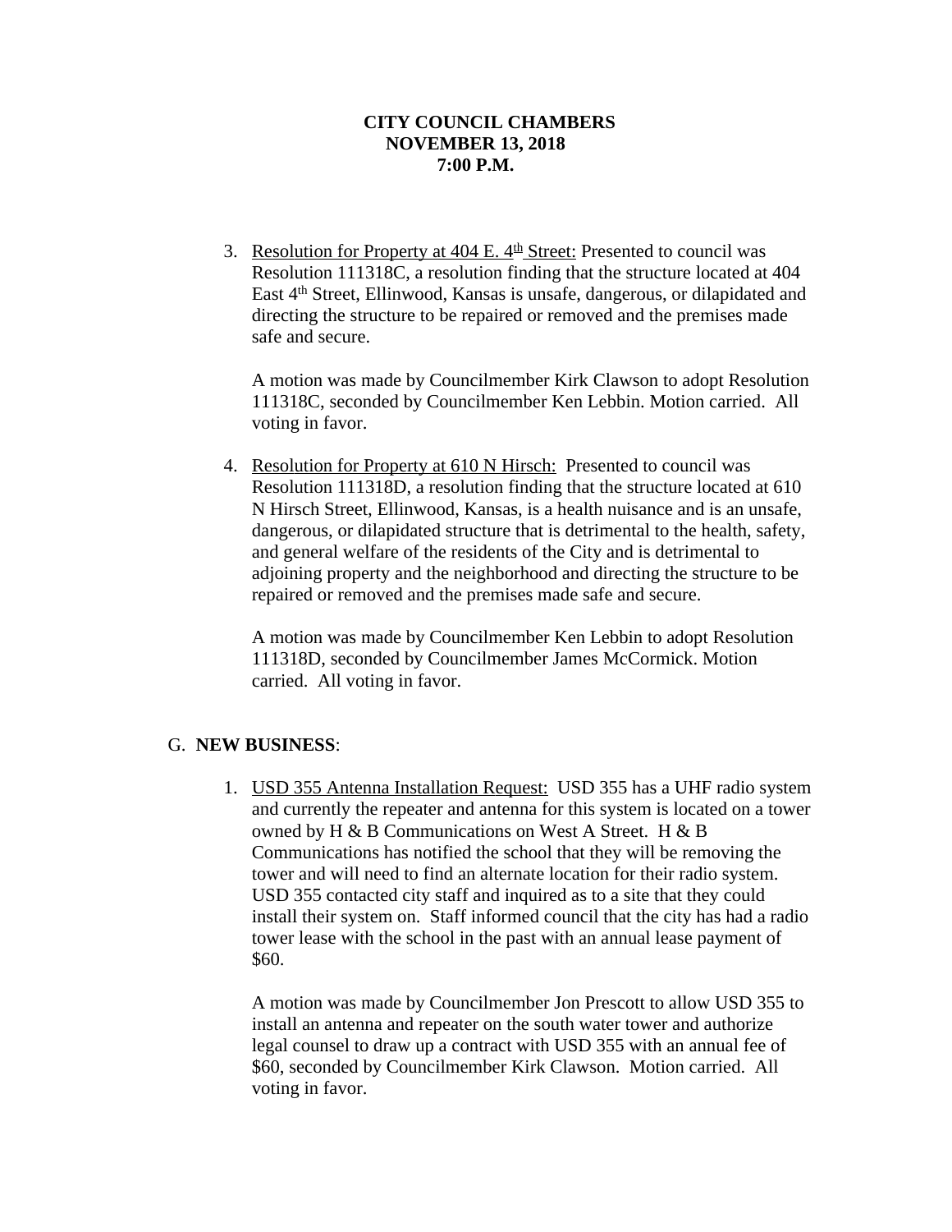**CITY COUNCIL CHAMBERS**
**NOVEMBER 13, 2018**
**7:00 P.M.**

3. Resolution for Property at 404 E. 4th Street: Presented to council was Resolution 111318C, a resolution finding that the structure located at 404 East 4th Street, Ellinwood, Kansas is unsafe, dangerous, or dilapidated and directing the structure to be repaired or removed and the premises made safe and secure.

   A motion was made by Councilmember Kirk Clawson to adopt Resolution 111318C, seconded by Councilmember Ken Lebbin. Motion carried. All voting in favor.

4. Resolution for Property at 610 N Hirsch: Presented to council was Resolution 111318D, a resolution finding that the structure located at 610 N Hirsch Street, Ellinwood, Kansas, is a health nuisance and is an unsafe, dangerous, or dilapidated structure that is detrimental to the health, safety, and general welfare of the residents of the City and is detrimental to adjoining property and the neighborhood and directing the structure to be repaired or removed and the premises made safe and secure.

   A motion was made by Councilmember Ken Lebbin to adopt Resolution 111318D, seconded by Councilmember James McCormick. Motion carried. All voting in favor.

G. **NEW BUSINESS**:

1. USD 355 Antenna Installation Request: USD 355 has a UHF radio system and currently the repeater and antenna for this system is located on a tower owned by H & B Communications on West A Street. H & B Communications has notified the school that they will be removing the tower and will need to find an alternate location for their radio system. USD 355 contacted city staff and inquired as to a site that they could install their system on. Staff informed council that the city has had a radio tower lease with the school in the past with an annual lease payment of $60.

   A motion was made by Councilmember Jon Prescott to allow USD 355 to install an antenna and repeater on the south water tower and authorize legal counsel to draw up a contract with USD 355 with an annual fee of $60, seconded by Councilmember Kirk Clawson. Motion carried. All voting in favor.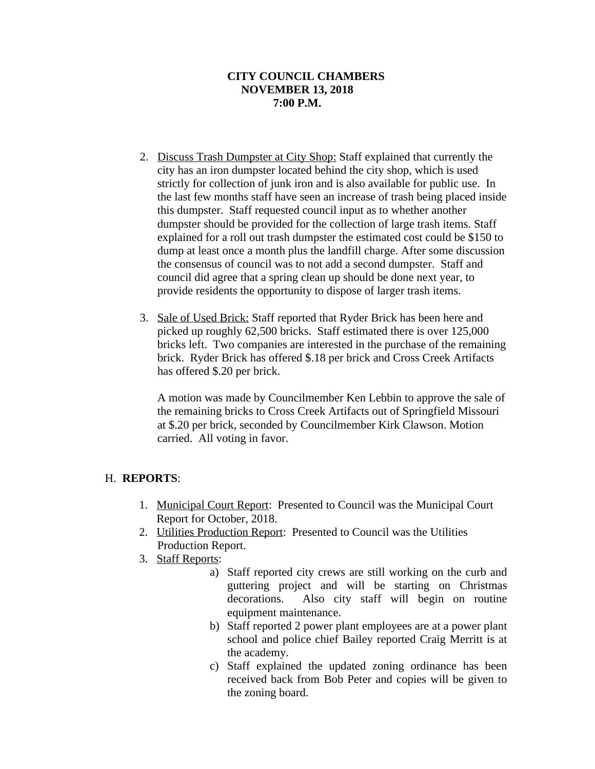**CITY COUNCIL CHAMBERS**
**NOVEMBER 13, 2018**
**7:00 P.M.**

2. Discuss Trash Dumpster at City Shop: Staff explained that currently the city has an iron dumpster located behind the city shop, which is used strictly for collection of junk iron and is also available for public use. In the last few months staff have seen an increase of trash being placed inside this dumpster. Staff requested council input as to whether another dumpster should be provided for the collection of large trash items. Staff explained for a roll out trash dumpster the estimated cost could be $150 to dump at least once a month plus the landfill charge. After some discussion the consensus of council was to not add a second dumpster. Staff and council did agree that a spring clean up should be done next year, to provide residents the opportunity to dispose of larger trash items.

3. Sale of Used Brick: Staff reported that Ryder Brick has been here and picked up roughly 62,500 bricks. Staff estimated there is over 125,000 bricks left. Two companies are interested in the purchase of the remaining brick. Ryder Brick has offered $.18 per brick and Cross Creek Artifacts has offered $.20 per brick.

   A motion was made by Councilmember Ken Lebbin to approve the sale of the remaining bricks to Cross Creek Artifacts out of Springfield Missouri at $.20 per brick, seconded by Councilmember Kirk Clawson. Motion carried. All voting in favor.

H. **REPORTS**:

1. Municipal Court Report: Presented to Council was the Municipal Court Report for October, 2018.
2. Utilities Production Report: Presented to Council was the Utilities Production Report.
3. Staff Reports:
   a) Staff reported city crews are still working on the curb and guttering project and will be starting on Christmas decorations. Also city staff will begin on routine equipment maintenance.
   b) Staff reported 2 power plant employees are at a power plant school and police chief Bailey reported Craig Merritt is at the academy.
   c) Staff explained the updated zoning ordinance has been received back from Bob Peter and copies will be given to the zoning board.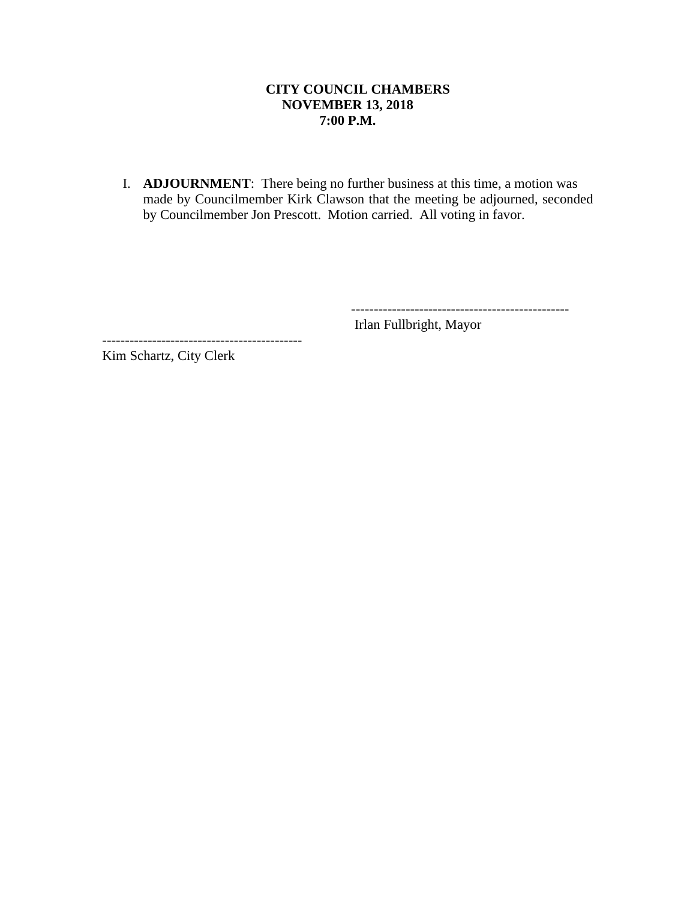**CITY COUNCIL CHAMBERS**
**NOVEMBER 13, 2018**
**7:00 P.M.**

I. **ADJOURNMENT**: There being no further business at this time, a motion was made by Councilmember Kirk Clawson that the meeting be adjourned, seconded by Councilmember Jon Prescott. Motion carried. All voting in favor.

------------------------------------------------
Irlan Fullbright, Mayor

--------------------------------------------
Kim Schartz, City Clerk